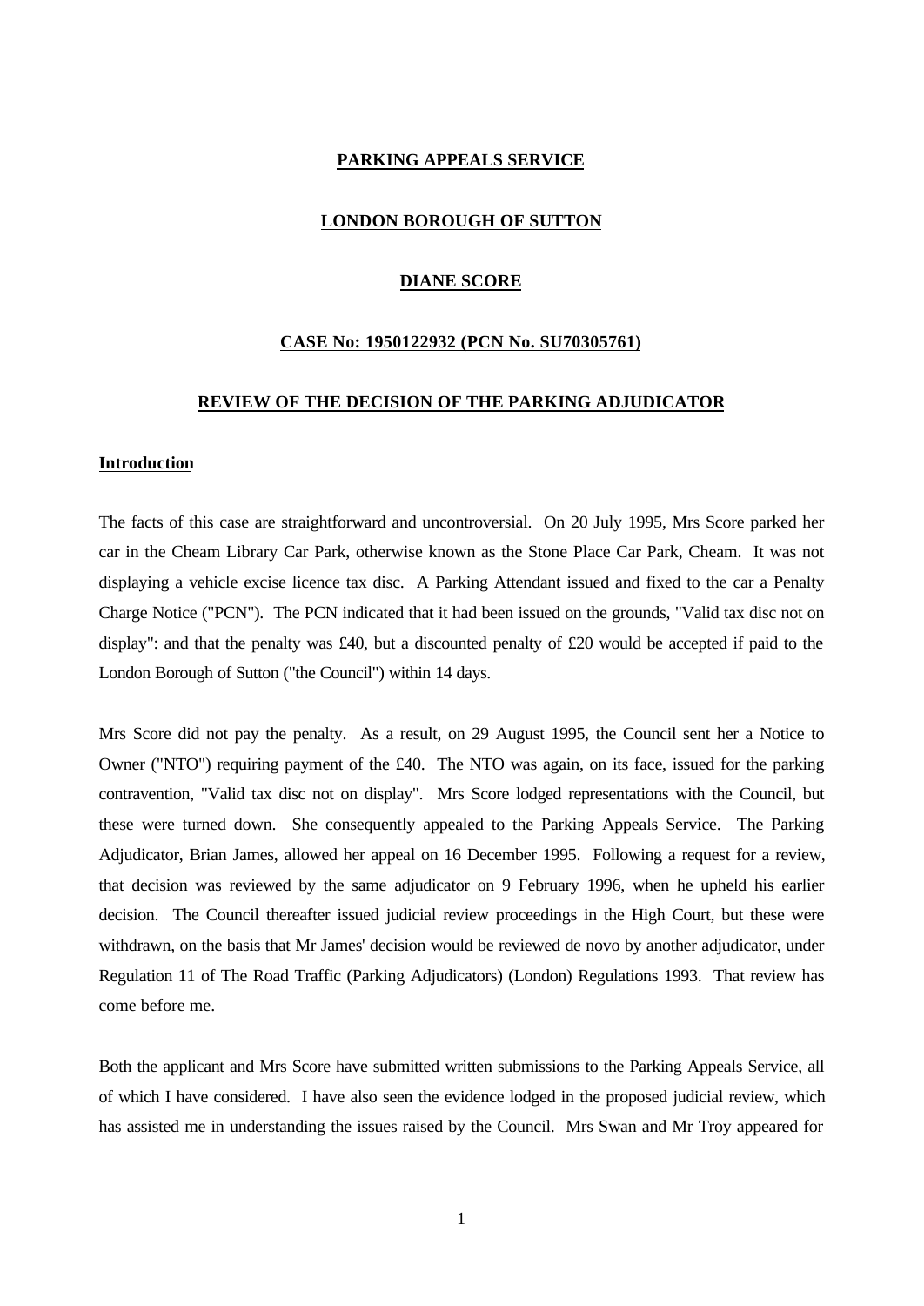**PARKING APPEALS SERVICE**

**LONDON BOROUGH OF SUTTON**

**DIANE SCORE**

**CASE No: 1950122932 (PCN No. SU70305761)**

**REVIEW OF THE DECISION OF THE PARKING ADJUDICATOR**

## Introduction

The facts of this case are straightforward and uncontroversial. On 20 July 1995, Mrs Score parked her car in the Cheam Library Car Park, otherwise known as the Stone Place Car Park, Cheam. It was not displaying a vehicle excise licence tax disc. A Parking Attendant issued and fixed to the car a Penalty Charge Notice ("PCN"). The PCN indicated that it had been issued on the grounds, "Valid tax disc not on display": and that the penalty was £40, but a discounted penalty of £20 would be accepted if paid to the London Borough of Sutton ("the Council") within 14 days.

Mrs Score did not pay the penalty. As a result, on 29 August 1995, the Council sent her a Notice to Owner ("NTO") requiring payment of the £40. The NTO was again, on its face, issued for the parking contravention, "Valid tax disc not on display". Mrs Score lodged representations with the Council, but these were turned down. She consequently appealed to the Parking Appeals Service. The Parking Adjudicator, Brian James, allowed her appeal on 16 December 1995. Following a request for a review, that decision was reviewed by the same adjudicator on 9 February 1996, when he upheld his earlier decision. The Council thereafter issued judicial review proceedings in the High Court, but these were withdrawn, on the basis that Mr James' decision would be reviewed de novo by another adjudicator, under Regulation 11 of The Road Traffic (Parking Adjudicators) (London) Regulations 1993. That review has come before me.

Both the applicant and Mrs Score have submitted written submissions to the Parking Appeals Service, all of which I have considered. I have also seen the evidence lodged in the proposed judicial review, which has assisted me in understanding the issues raised by the Council. Mrs Swan and Mr Troy appeared for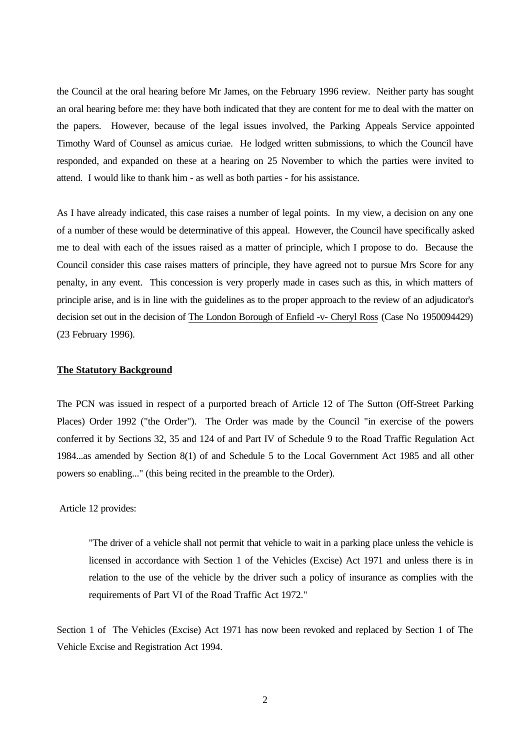the Council at the oral hearing before Mr James, on the February 1996 review. Neither party has sought an oral hearing before me: they have both indicated that they are content for me to deal with the matter on the papers. However, because of the legal issues involved, the Parking Appeals Service appointed Timothy Ward of Counsel as amicus curiae. He lodged written submissions, to which the Council have responded, and expanded on these at a hearing on 25 November to which the parties were invited to attend. I would like to thank him - as well as both parties - for his assistance.

As I have already indicated, this case raises a number of legal points. In my view, a decision on any one of a number of these would be determinative of this appeal. However, the Council have specifically asked me to deal with each of the issues raised as a matter of principle, which I propose to do. Because the Council consider this case raises matters of principle, they have agreed not to pursue Mrs Score for any penalty, in any event. This concession is very properly made in cases such as this, in which matters of principle arise, and is in line with the guidelines as to the proper approach to the review of an adjudicator's decision set out in the decision of The London Borough of Enfield -v- Cheryl Ross (Case No 1950094429) (23 February 1996).

**The Statutory Background**

The PCN was issued in respect of a purported breach of Article 12 of The Sutton (Off-Street Parking Places) Order 1992 ("the Order"). The Order was made by the Council "in exercise of the powers conferred it by Sections 32, 35 and 124 of and Part IV of Schedule 9 to the Road Traffic Regulation Act 1984...as amended by Section 8(1) of and Schedule 5 to the Local Government Act 1985 and all other powers so enabling..." (this being recited in the preamble to the Order).

Article 12 provides:

> "The driver of a vehicle shall not permit that vehicle to wait in a parking place unless the vehicle is licensed in accordance with Section 1 of the Vehicles (Excise) Act 1971 and unless there is in relation to the use of the vehicle by the driver such a policy of insurance as complies with the requirements of Part VI of the Road Traffic Act 1972."

Section 1 of The Vehicles (Excise) Act 1971 has now been revoked and replaced by Section 1 of The Vehicle Excise and Registration Act 1994.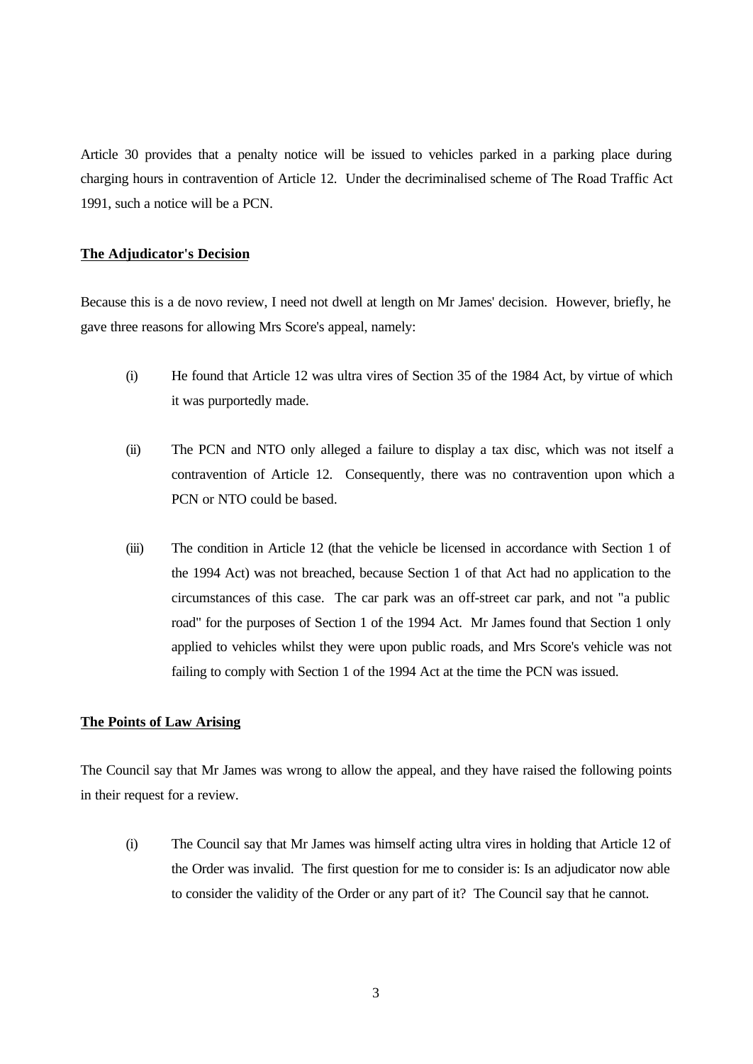Article 30 provides that a penalty notice will be issued to vehicles parked in a parking place during charging hours in contravention of Article 12. Under the decriminalised scheme of The Road Traffic Act 1991, such a notice will be a PCN.

**The Adjudicator's Decision**

Because this is a de novo review, I need not dwell at length on Mr James' decision. However, briefly, he gave three reasons for allowing Mrs Score's appeal, namely:

(i) He found that Article 12 was ultra vires of Section 35 of the 1984 Act, by virtue of which it was purportedly made.

(ii) The PCN and NTO only alleged a failure to display a tax disc, which was not itself a contravention of Article 12. Consequently, there was no contravention upon which a PCN or NTO could be based.

(iii) The condition in Article 12 (that the vehicle be licensed in accordance with Section 1 of the 1994 Act) was not breached, because Section 1 of that Act had no application to the circumstances of this case. The car park was an off-street car park, and not "a public road" for the purposes of Section 1 of the 1994 Act. Mr James found that Section 1 only applied to vehicles whilst they were upon public roads, and Mrs Score's vehicle was not failing to comply with Section 1 of the 1994 Act at the time the PCN was issued.

**The Points of Law Arising**

The Council say that Mr James was wrong to allow the appeal, and they have raised the following points in their request for a review.

(i) The Council say that Mr James was himself acting ultra vires in holding that Article 12 of the Order was invalid. The first question for me to consider is: Is an adjudicator now able to consider the validity of the Order or any part of it? The Council say that he cannot.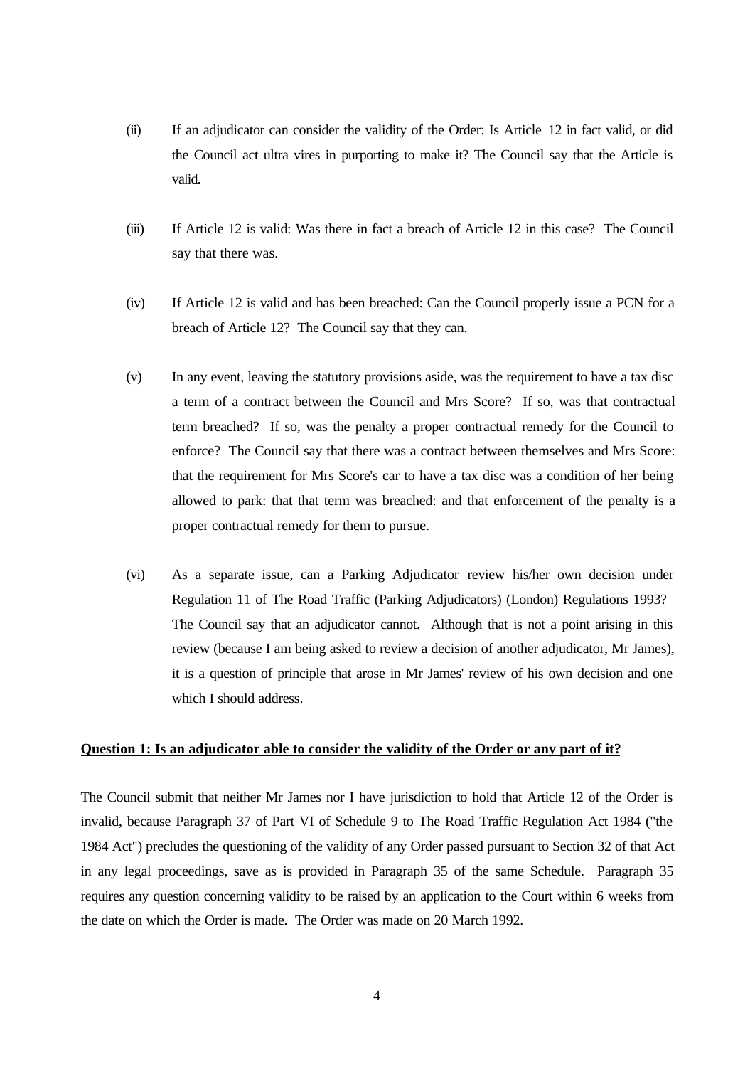(ii) If an adjudicator can consider the validity of the Order: Is Article 12 in fact valid, or did the Council act ultra vires in purporting to make it? The Council say that the Article is valid.

(iii) If Article 12 is valid: Was there in fact a breach of Article 12 in this case? The Council say that there was.

(iv) If Article 12 is valid and has been breached: Can the Council properly issue a PCN for a breach of Article 12? The Council say that they can.

(v) In any event, leaving the statutory provisions aside, was the requirement to have a tax disc a term of a contract between the Council and Mrs Score? If so, was that contractual term breached? If so, was the penalty a proper contractual remedy for the Council to enforce? The Council say that there was a contract between themselves and Mrs Score: that the requirement for Mrs Score's car to have a tax disc was a condition of her being allowed to park: that that term was breached: and that enforcement of the penalty is a proper contractual remedy for them to pursue.

(vi) As a separate issue, can a Parking Adjudicator review his/her own decision under Regulation 11 of The Road Traffic (Parking Adjudicators) (London) Regulations 1993? The Council say that an adjudicator cannot. Although that is not a point arising in this review (because I am being asked to review a decision of another adjudicator, Mr James), it is a question of principle that arose in Mr James' review of his own decision and one which I should address.

**Question 1: Is an adjudicator able to consider the validity of the Order or any part of it?**

The Council submit that neither Mr James nor I have jurisdiction to hold that Article 12 of the Order is invalid, because Paragraph 37 of Part VI of Schedule 9 to The Road Traffic Regulation Act 1984 ("the 1984 Act") precludes the questioning of the validity of any Order passed pursuant to Section 32 of that Act in any legal proceedings, save as is provided in Paragraph 35 of the same Schedule. Paragraph 35 requires any question concerning validity to be raised by an application to the Court within 6 weeks from the date on which the Order is made. The Order was made on 20 March 1992.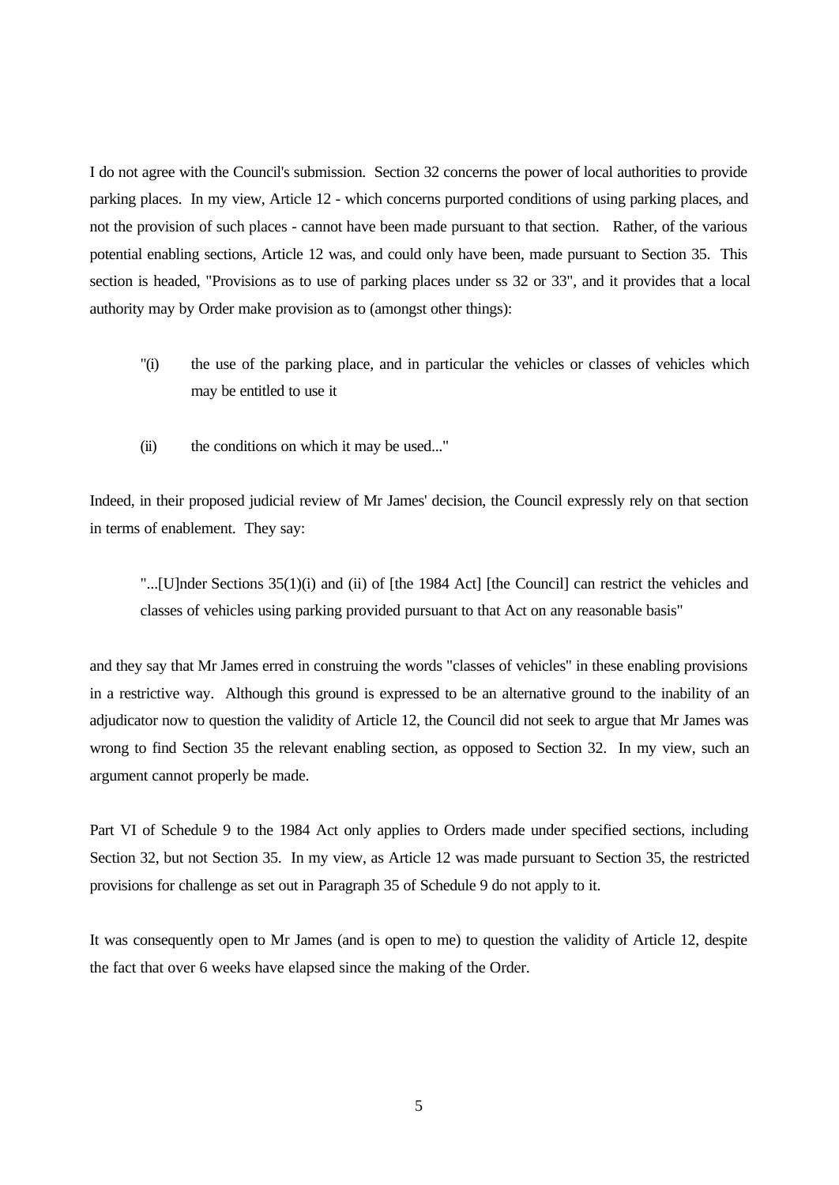I do not agree with the Council's submission. Section 32 concerns the power of local authorities to provide parking places. In my view, Article 12 - which concerns purported conditions of using parking places, and not the provision of such places - cannot have been made pursuant to that section. Rather, of the various potential enabling sections, Article 12 was, and could only have been, made pursuant to Section 35. This section is headed, "Provisions as to use of parking places under ss 32 or 33", and it provides that a local authority may by Order make provision as to (amongst other things):

> "(i) the use of the parking place, and in particular the vehicles or classes of vehicles which may be entitled to use it
>
> (ii) the conditions on which it may be used..."

Indeed, in their proposed judicial review of Mr James' decision, the Council expressly rely on that section in terms of enablement. They say:

> "...[U]nder Sections 35(1)(i) and (ii) of [the 1984 Act] [the Council] can restrict the vehicles and classes of vehicles using parking provided pursuant to that Act on any reasonable basis"

and they say that Mr James erred in construing the words "classes of vehicles" in these enabling provisions in a restrictive way. Although this ground is expressed to be an alternative ground to the inability of an adjudicator now to question the validity of Article 12, the Council did not seek to argue that Mr James was wrong to find Section 35 the relevant enabling section, as opposed to Section 32. In my view, such an argument cannot properly be made.

Part VI of Schedule 9 to the 1984 Act only applies to Orders made under specified sections, including Section 32, but not Section 35. In my view, as Article 12 was made pursuant to Section 35, the restricted provisions for challenge as set out in Paragraph 35 of Schedule 9 do not apply to it.

It was consequently open to Mr James (and is open to me) to question the validity of Article 12, despite the fact that over 6 weeks have elapsed since the making of the Order.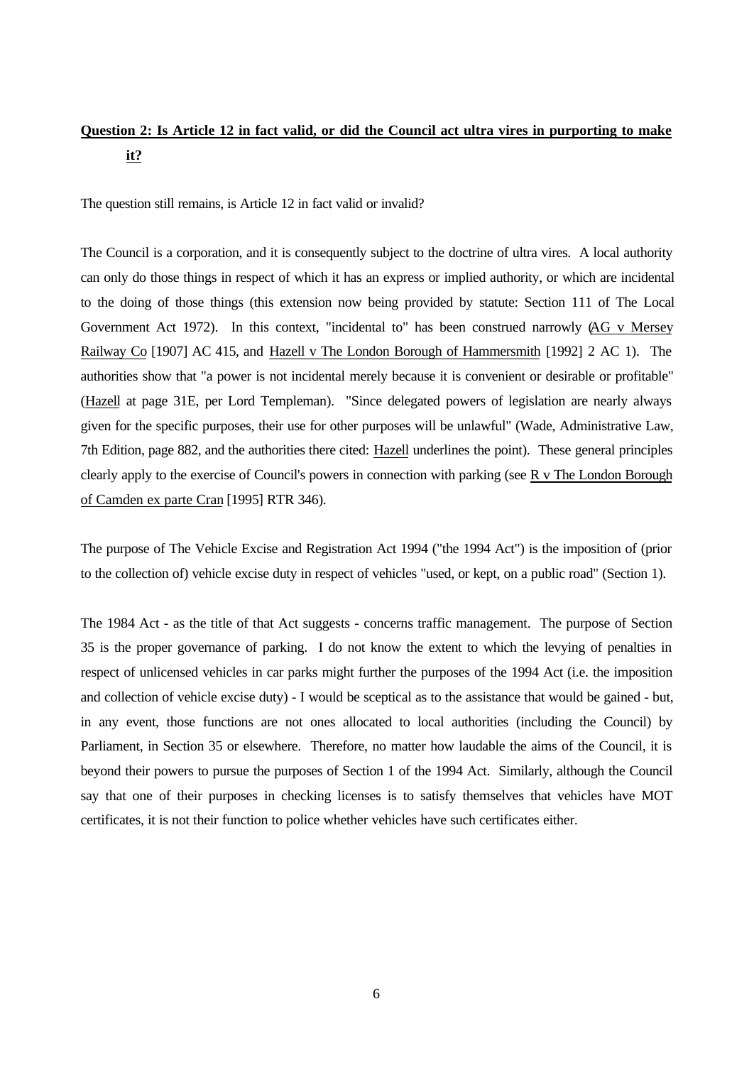**Question 2: Is Article 12 in fact valid, or did the Council act ultra vires in purporting to make it?**

The question still remains, is Article 12 in fact valid or invalid?

The Council is a corporation, and it is consequently subject to the doctrine of ultra vires. A local authority can only do those things in respect of which it has an express or implied authority, or which are incidental to the doing of those things (this extension now being provided by statute: Section 111 of The Local Government Act 1972). In this context, "incidental to" has been construed narrowly (AG v Mersey Railway Co [1907] AC 415, and Hazell v The London Borough of Hammersmith [1992] 2 AC 1). The authorities show that "a power is not incidental merely because it is convenient or desirable or profitable" (Hazell at page 31E, per Lord Templeman). "Since delegated powers of legislation are nearly always given for the specific purposes, their use for other purposes will be unlawful" (Wade, Administrative Law, 7th Edition, page 882, and the authorities there cited: Hazell underlines the point). These general principles clearly apply to the exercise of Council's powers in connection with parking (see R v The London Borough of Camden ex parte Cran [1995] RTR 346).

The purpose of The Vehicle Excise and Registration Act 1994 ("the 1994 Act") is the imposition of (prior to the collection of) vehicle excise duty in respect of vehicles "used, or kept, on a public road" (Section 1).

The 1984 Act - as the title of that Act suggests - concerns traffic management. The purpose of Section 35 is the proper governance of parking. I do not know the extent to which the levying of penalties in respect of unlicensed vehicles in car parks might further the purposes of the 1994 Act (i.e. the imposition and collection of vehicle excise duty) - I would be sceptical as to the assistance that would be gained - but, in any event, those functions are not ones allocated to local authorities (including the Council) by Parliament, in Section 35 or elsewhere. Therefore, no matter how laudable the aims of the Council, it is beyond their powers to pursue the purposes of Section 1 of the 1994 Act. Similarly, although the Council say that one of their purposes in checking licenses is to satisfy themselves that vehicles have MOT certificates, it is not their function to police whether vehicles have such certificates either.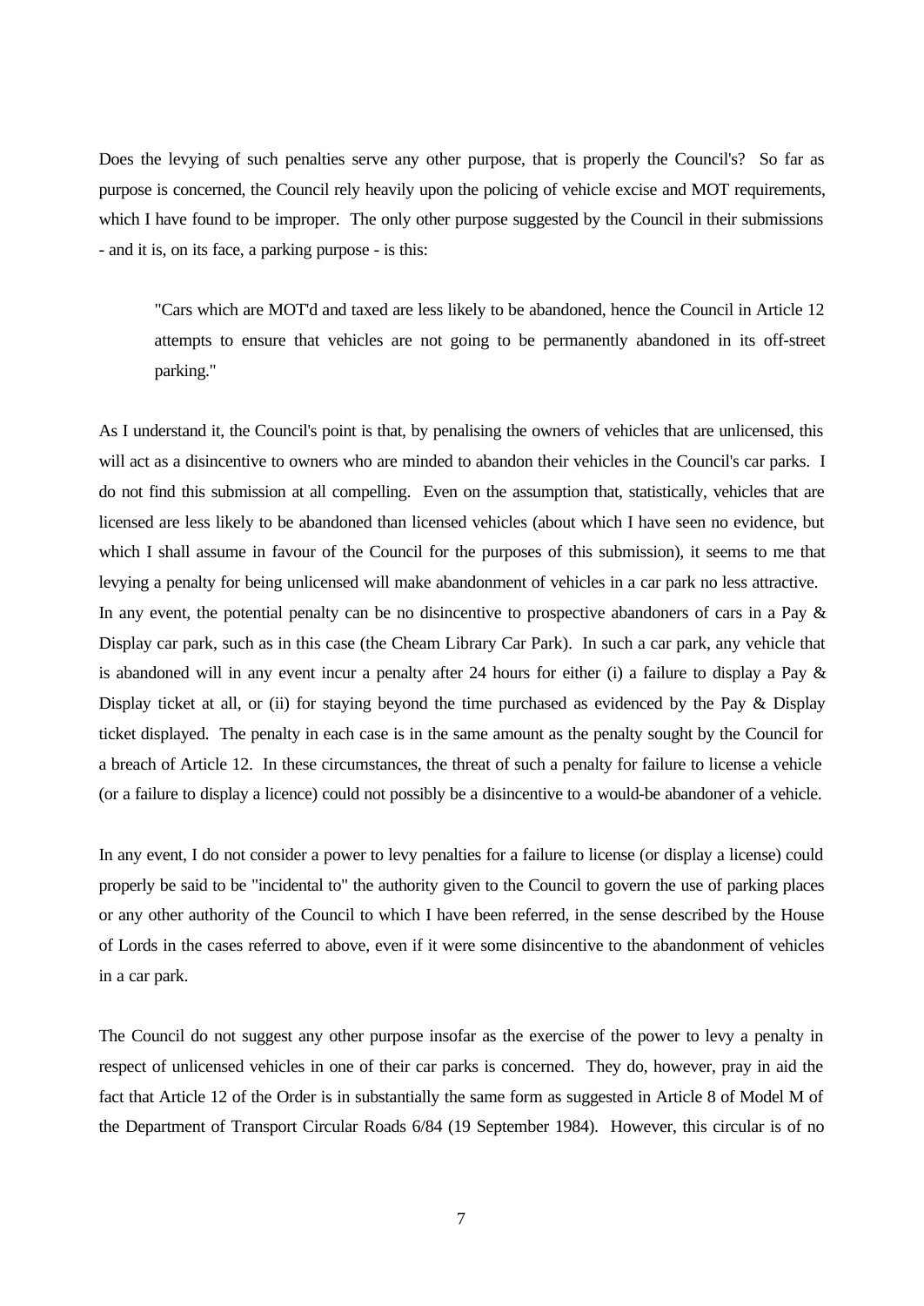Does the levying of such penalties serve any other purpose, that is properly the Council's? So far as purpose is concerned, the Council rely heavily upon the policing of vehicle excise and MOT requirements, which I have found to be improper. The only other purpose suggested by the Council in their submissions - and it is, on its face, a parking purpose - is this:

> "Cars which are MOT'd and taxed are less likely to be abandoned, hence the Council in Article 12 attempts to ensure that vehicles are not going to be permanently abandoned in its off-street parking."

As I understand it, the Council's point is that, by penalising the owners of vehicles that are unlicensed, this will act as a disincentive to owners who are minded to abandon their vehicles in the Council's car parks. I do not find this submission at all compelling. Even on the assumption that, statistically, vehicles that are licensed are less likely to be abandoned than licensed vehicles (about which I have seen no evidence, but which I shall assume in favour of the Council for the purposes of this submission), it seems to me that levying a penalty for being unlicensed will make abandonment of vehicles in a car park no less attractive. In any event, the potential penalty can be no disincentive to prospective abandoners of cars in a Pay & Display car park, such as in this case (the Cheam Library Car Park). In such a car park, any vehicle that is abandoned will in any event incur a penalty after 24 hours for either (i) a failure to display a Pay & Display ticket at all, or (ii) for staying beyond the time purchased as evidenced by the Pay & Display ticket displayed. The penalty in each case is in the same amount as the penalty sought by the Council for a breach of Article 12. In these circumstances, the threat of such a penalty for failure to license a vehicle (or a failure to display a licence) could not possibly be a disincentive to a would-be abandoner of a vehicle.

In any event, I do not consider a power to levy penalties for a failure to license (or display a license) could properly be said to be "incidental to" the authority given to the Council to govern the use of parking places or any other authority of the Council to which I have been referred, in the sense described by the House of Lords in the cases referred to above, even if it were some disincentive to the abandonment of vehicles in a car park.

The Council do not suggest any other purpose insofar as the exercise of the power to levy a penalty in respect of unlicensed vehicles in one of their car parks is concerned. They do, however, pray in aid the fact that Article 12 of the Order is in substantially the same form as suggested in Article 8 of Model M of the Department of Transport Circular Roads 6/84 (19 September 1984). However, this circular is of no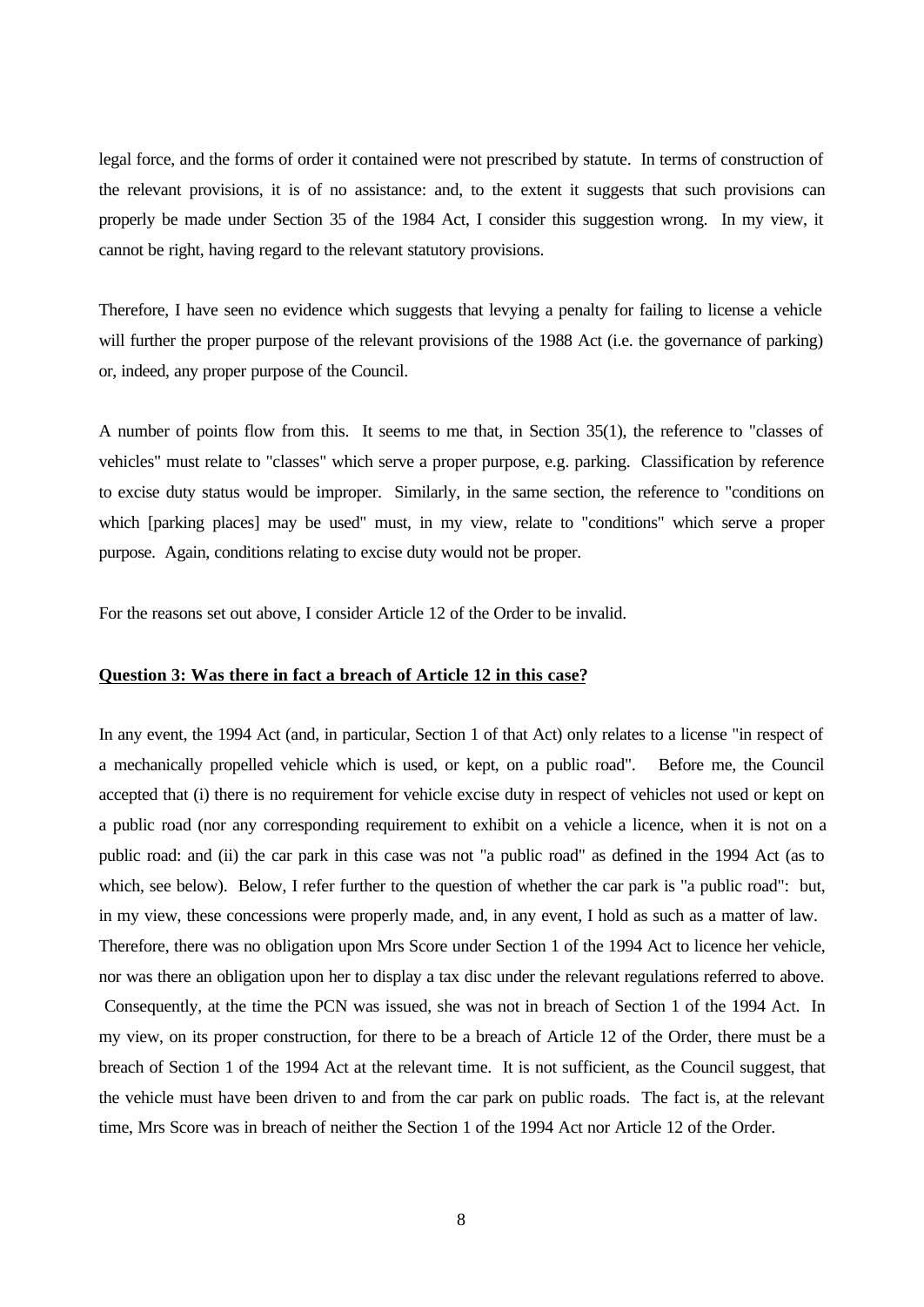legal force, and the forms of order it contained were not prescribed by statute. In terms of construction of the relevant provisions, it is of no assistance: and, to the extent it suggests that such provisions can properly be made under Section 35 of the 1984 Act, I consider this suggestion wrong. In my view, it cannot be right, having regard to the relevant statutory provisions.

Therefore, I have seen no evidence which suggests that levying a penalty for failing to license a vehicle will further the proper purpose of the relevant provisions of the 1988 Act (i.e. the governance of parking) or, indeed, any proper purpose of the Council.

A number of points flow from this. It seems to me that, in Section 35(1), the reference to "classes of vehicles" must relate to "classes" which serve a proper purpose, e.g. parking. Classification by reference to excise duty status would be improper. Similarly, in the same section, the reference to "conditions on which [parking places] may be used" must, in my view, relate to "conditions" which serve a proper purpose. Again, conditions relating to excise duty would not be proper.

For the reasons set out above, I consider Article 12 of the Order to be invalid.

**Question 3: Was there in fact a breach of Article 12 in this case?**

In any event, the 1994 Act (and, in particular, Section 1 of that Act) only relates to a license "in respect of a mechanically propelled vehicle which is used, or kept, on a public road". Before me, the Council accepted that (i) there is no requirement for vehicle excise duty in respect of vehicles not used or kept on a public road (nor any corresponding requirement to exhibit on a vehicle a licence, when it is not on a public road: and (ii) the car park in this case was not "a public road" as defined in the 1994 Act (as to which, see below). Below, I refer further to the question of whether the car park is "a public road": but, in my view, these concessions were properly made, and, in any event, I hold as such as a matter of law. Therefore, there was no obligation upon Mrs Score under Section 1 of the 1994 Act to licence her vehicle, nor was there an obligation upon her to display a tax disc under the relevant regulations referred to above. Consequently, at the time the PCN was issued, she was not in breach of Section 1 of the 1994 Act. In my view, on its proper construction, for there to be a breach of Article 12 of the Order, there must be a breach of Section 1 of the 1994 Act at the relevant time. It is not sufficient, as the Council suggest, that the vehicle must have been driven to and from the car park on public roads. The fact is, at the relevant time, Mrs Score was in breach of neither the Section 1 of the 1994 Act nor Article 12 of the Order.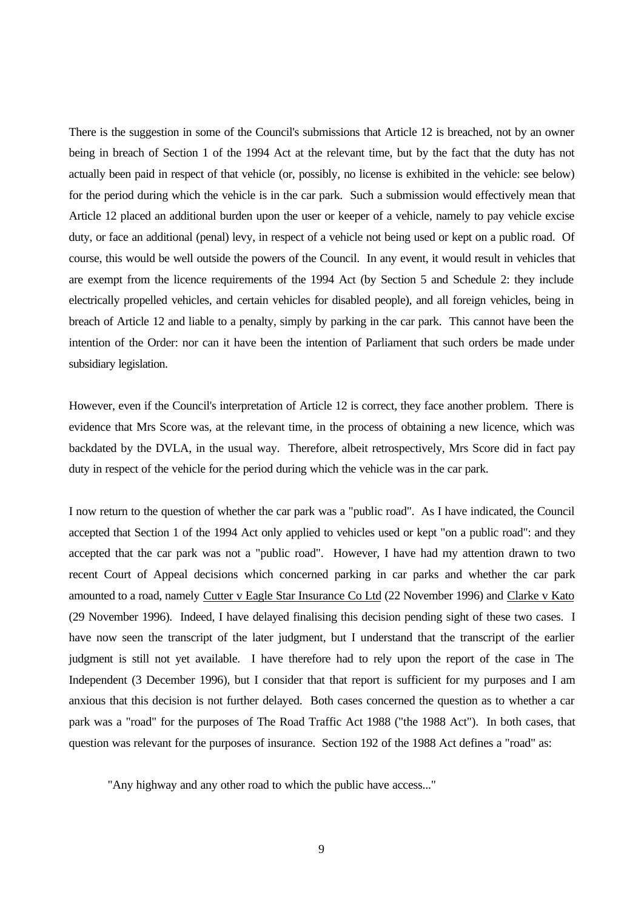There is the suggestion in some of the Council's submissions that Article 12 is breached, not by an owner being in breach of Section 1 of the 1994 Act at the relevant time, but by the fact that the duty has not actually been paid in respect of that vehicle (or, possibly, no license is exhibited in the vehicle: see below) for the period during which the vehicle is in the car park. Such a submission would effectively mean that Article 12 placed an additional burden upon the user or keeper of a vehicle, namely to pay vehicle excise duty, or face an additional (penal) levy, in respect of a vehicle not being used or kept on a public road. Of course, this would be well outside the powers of the Council. In any event, it would result in vehicles that are exempt from the licence requirements of the 1994 Act (by Section 5 and Schedule 2: they include electrically propelled vehicles, and certain vehicles for disabled people), and all foreign vehicles, being in breach of Article 12 and liable to a penalty, simply by parking in the car park. This cannot have been the intention of the Order: nor can it have been the intention of Parliament that such orders be made under subsidiary legislation.

However, even if the Council's interpretation of Article 12 is correct, they face another problem. There is evidence that Mrs Score was, at the relevant time, in the process of obtaining a new licence, which was backdated by the DVLA, in the usual way. Therefore, albeit retrospectively, Mrs Score did in fact pay duty in respect of the vehicle for the period during which the vehicle was in the car park.

I now return to the question of whether the car park was a "public road". As I have indicated, the Council accepted that Section 1 of the 1994 Act only applied to vehicles used or kept "on a public road": and they accepted that the car park was not a "public road". However, I have had my attention drawn to two recent Court of Appeal decisions which concerned parking in car parks and whether the car park amounted to a road, namely <u>Cutter v Eagle Star Insurance Co Ltd</u> (22 November 1996) and <u>Clarke v Kato</u> (29 November 1996). Indeed, I have delayed finalising this decision pending sight of these two cases. I have now seen the transcript of the later judgment, but I understand that the transcript of the earlier judgment is still not yet available. I have therefore had to rely upon the report of the case in The Independent (3 December 1996), but I consider that that report is sufficient for my purposes and I am anxious that this decision is not further delayed. Both cases concerned the question as to whether a car park was a "road" for the purposes of The Road Traffic Act 1988 ("the 1988 Act"). In both cases, that question was relevant for the purposes of insurance. Section 192 of the 1988 Act defines a "road" as:

> "Any highway and any other road to which the public have access..."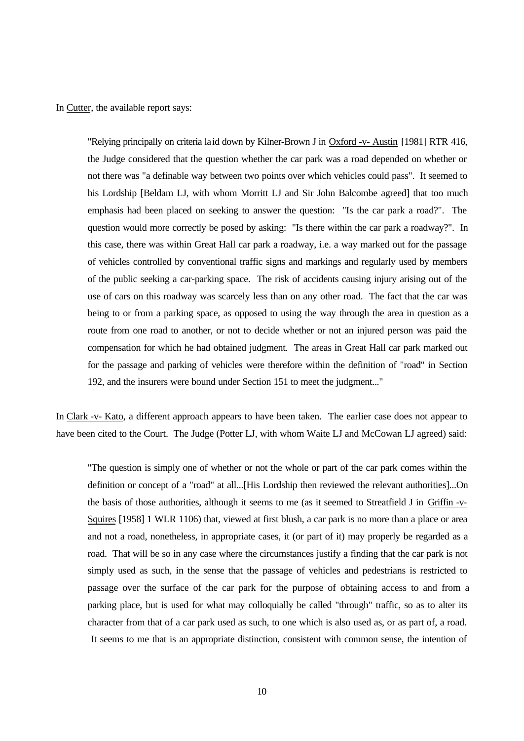In Cutter, the available report says:

> "Relying principally on criteria laid down by Kilner-Brown J in Oxford -v- Austin [1981] RTR 416, the Judge considered that the question whether the car park was a road depended on whether or not there was "a definable way between two points over which vehicles could pass". It seemed to his Lordship [Beldam LJ, with whom Morritt LJ and Sir John Balcombe agreed] that too much emphasis had been placed on seeking to answer the question: "Is the car park a road?". The question would more correctly be posed by asking: "Is there within the car park a roadway?". In this case, there was within Great Hall car park a roadway, i.e. a way marked out for the passage of vehicles controlled by conventional traffic signs and markings and regularly used by members of the public seeking a car-parking space. The risk of accidents causing injury arising out of the use of cars on this roadway was scarcely less than on any other road. The fact that the car was being to or from a parking space, as opposed to using the way through the area in question as a route from one road to another, or not to decide whether or not an injured person was paid the compensation for which he had obtained judgment. The areas in Great Hall car park marked out for the passage and parking of vehicles were therefore within the definition of "road" in Section 192, and the insurers were bound under Section 151 to meet the judgment..."

In Clark -v- Kato, a different approach appears to have been taken. The earlier case does not appear to have been cited to the Court. The Judge (Potter LJ, with whom Waite LJ and McCowan LJ agreed) said:

> "The question is simply one of whether or not the whole or part of the car park comes within the definition or concept of a "road" at all...[His Lordship then reviewed the relevant authorities]...On the basis of those authorities, although it seems to me (as it seemed to Streatfield J in Griffin -v- Squires [1958] 1 WLR 1106) that, viewed at first blush, a car park is no more than a place or area and not a road, nonetheless, in appropriate cases, it (or part of it) may properly be regarded as a road. That will be so in any case where the circumstances justify a finding that the car park is not simply used as such, in the sense that the passage of vehicles and pedestrians is restricted to passage over the surface of the car park for the purpose of obtaining access to and from a parking place, but is used for what may colloquially be called "through" traffic, so as to alter its character from that of a car park used as such, to one which is also used as, or as part of, a road. It seems to me that is an appropriate distinction, consistent with common sense, the intention of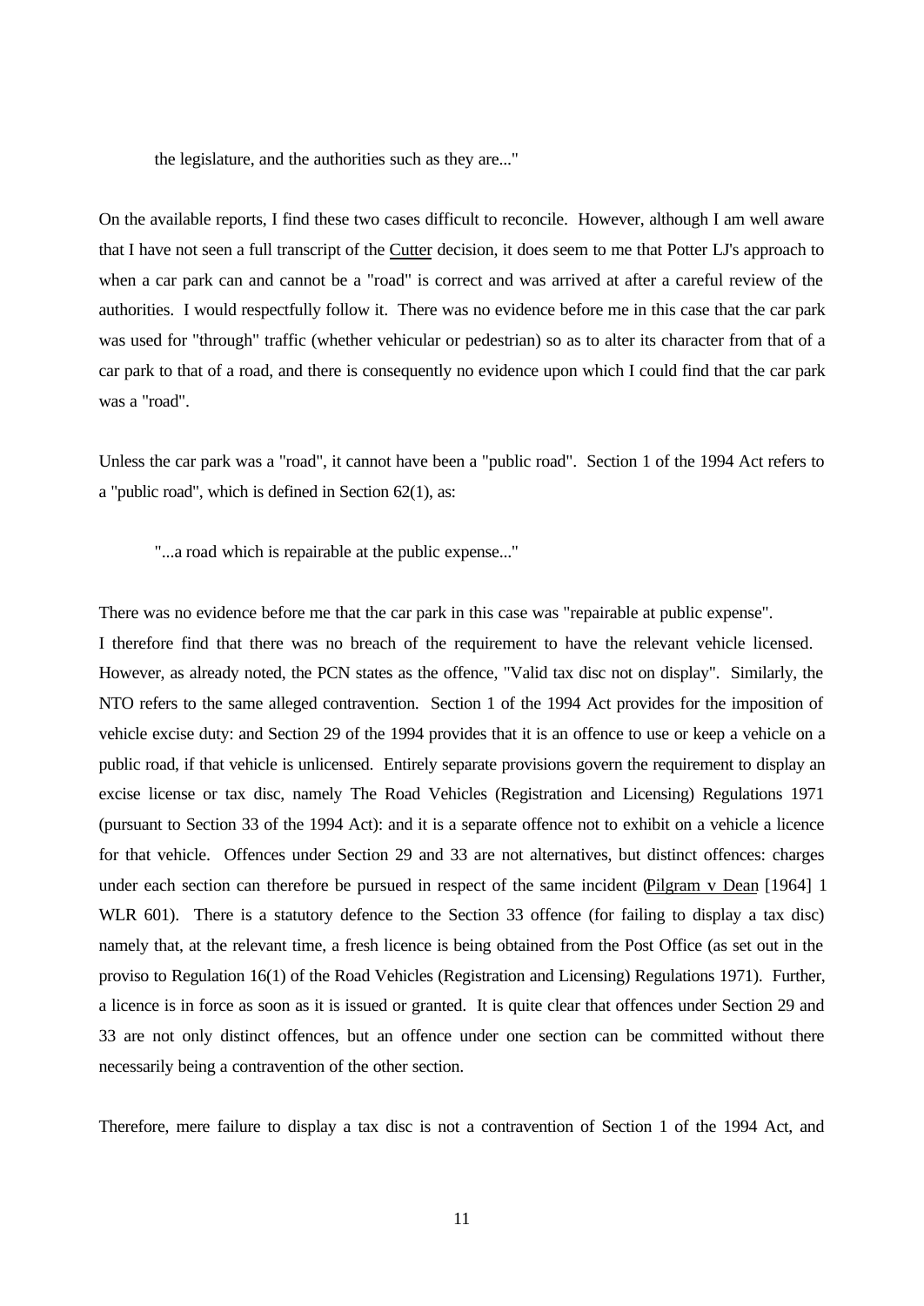the legislature, and the authorities such as they are..."

On the available reports, I find these two cases difficult to reconcile. However, although I am well aware that I have not seen a full transcript of the Cutter decision, it does seem to me that Potter LJ's approach to when a car park can and cannot be a "road" is correct and was arrived at after a careful review of the authorities. I would respectfully follow it. There was no evidence before me in this case that the car park was used for "through" traffic (whether vehicular or pedestrian) so as to alter its character from that of a car park to that of a road, and there is consequently no evidence upon which I could find that the car park was a "road".

Unless the car park was a "road", it cannot have been a "public road". Section 1 of the 1994 Act refers to a "public road", which is defined in Section 62(1), as:

"...a road which is repairable at the public expense..."

There was no evidence before me that the car park in this case was "repairable at public expense". I therefore find that there was no breach of the requirement to have the relevant vehicle licensed. However, as already noted, the PCN states as the offence, "Valid tax disc not on display". Similarly, the NTO refers to the same alleged contravention. Section 1 of the 1994 Act provides for the imposition of vehicle excise duty: and Section 29 of the 1994 provides that it is an offence to use or keep a vehicle on a public road, if that vehicle is unlicensed. Entirely separate provisions govern the requirement to display an excise license or tax disc, namely The Road Vehicles (Registration and Licensing) Regulations 1971 (pursuant to Section 33 of the 1994 Act): and it is a separate offence not to exhibit on a vehicle a licence for that vehicle. Offences under Section 29 and 33 are not alternatives, but distinct offences: charges under each section can therefore be pursued in respect of the same incident (Pilgram v Dean [1964] 1 WLR 601). There is a statutory defence to the Section 33 offence (for failing to display a tax disc) namely that, at the relevant time, a fresh licence is being obtained from the Post Office (as set out in the proviso to Regulation 16(1) of the Road Vehicles (Registration and Licensing) Regulations 1971). Further, a licence is in force as soon as it is issued or granted. It is quite clear that offences under Section 29 and 33 are not only distinct offences, but an offence under one section can be committed without there necessarily being a contravention of the other section.

Therefore, mere failure to display a tax disc is not a contravention of Section 1 of the 1994 Act, and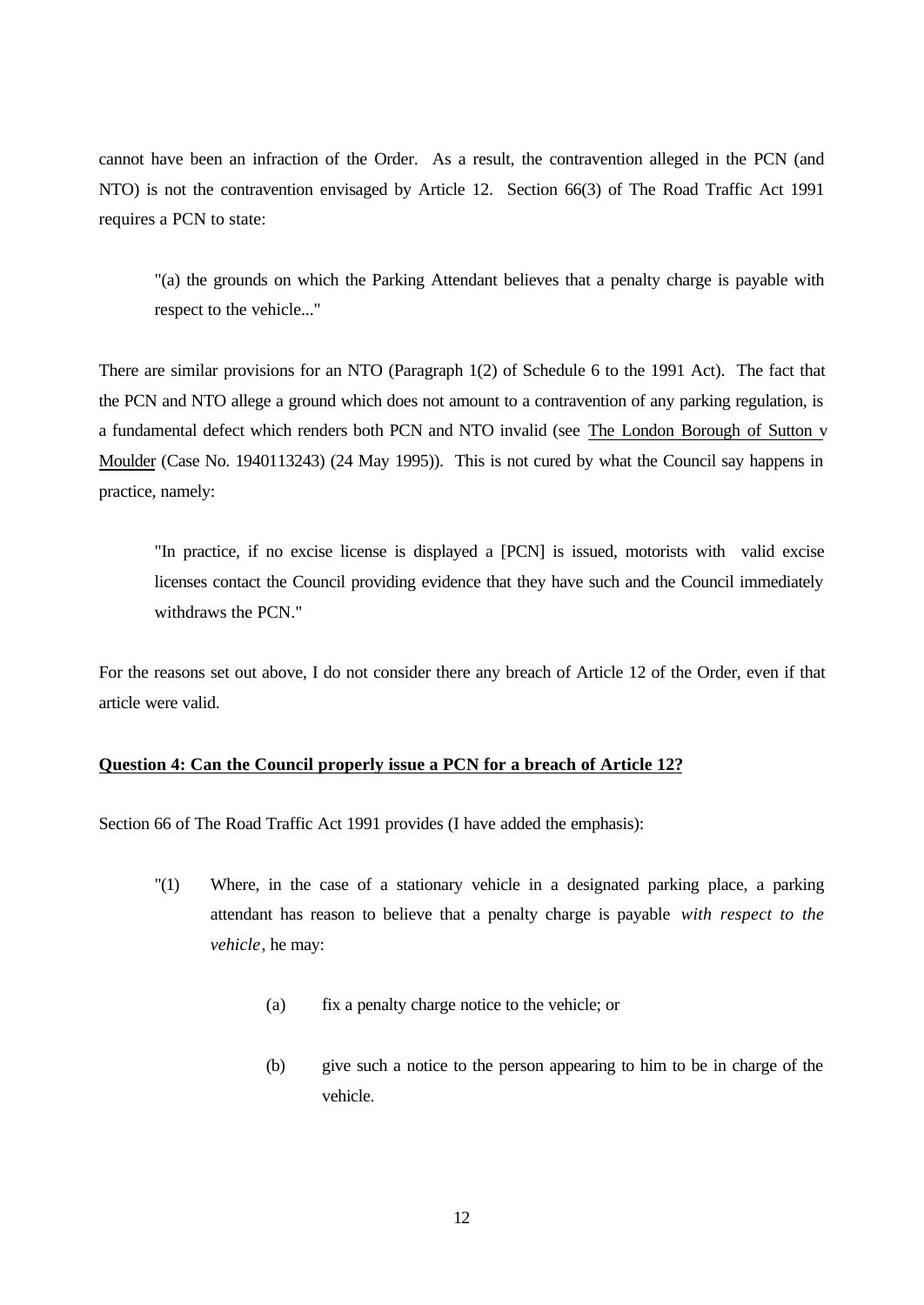cannot have been an infraction of the Order. As a result, the contravention alleged in the PCN (and NTO) is not the contravention envisaged by Article 12. Section 66(3) of The Road Traffic Act 1991 requires a PCN to state:

> "(a) the grounds on which the Parking Attendant believes that a penalty charge is payable with respect to the vehicle..."

There are similar provisions for an NTO (Paragraph 1(2) of Schedule 6 to the 1991 Act). The fact that the PCN and NTO allege a ground which does not amount to a contravention of any parking regulation, is a fundamental defect which renders both PCN and NTO invalid (see The London Borough of Sutton v Moulder (Case No. 1940113243) (24 May 1995)). This is not cured by what the Council say happens in practice, namely:

> "In practice, if no excise license is displayed a [PCN] is issued, motorists with valid excise licenses contact the Council providing evidence that they have such and the Council immediately withdraws the PCN."

For the reasons set out above, I do not consider there any breach of Article 12 of the Order, even if that article were valid.

**Question 4: Can the Council properly issue a PCN for a breach of Article 12?**

Section 66 of The Road Traffic Act 1991 provides (I have added the emphasis):

> "(1) Where, in the case of a stationary vehicle in a designated parking place, a parking attendant has reason to believe that a penalty charge is payable *with respect to the vehicle*, he may:
>
> (a) fix a penalty charge notice to the vehicle; or
>
> (b) give such a notice to the person appearing to him to be in charge of the vehicle.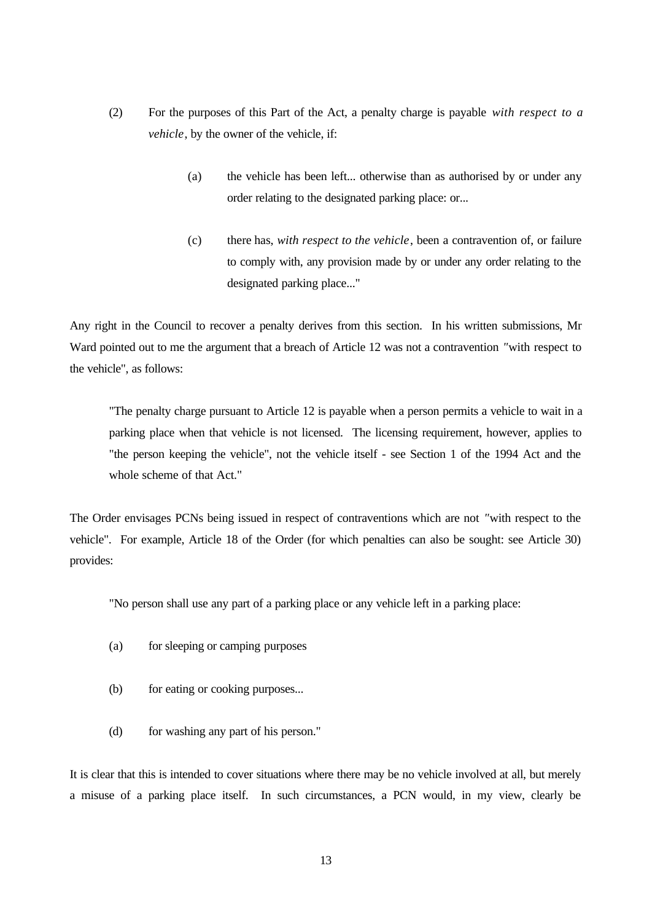(2) For the purposes of this Part of the Act, a penalty charge is payable *with respect to a vehicle*, by the owner of the vehicle, if:

> (a) the vehicle has been left... otherwise than as authorised by or under any order relating to the designated parking place: or...
>
> (c) there has, *with respect to the vehicle*, been a contravention of, or failure to comply with, any provision made by or under any order relating to the designated parking place..."

Any right in the Council to recover a penalty derives from this section. In his written submissions, Mr Ward pointed out to me the argument that a breach of Article 12 was not a contravention "with respect to the vehicle", as follows:

> "The penalty charge pursuant to Article 12 is payable when a person permits a vehicle to wait in a parking place when that vehicle is not licensed. The licensing requirement, however, applies to "the person keeping the vehicle", not the vehicle itself - see Section 1 of the 1994 Act and the whole scheme of that Act."

The Order envisages PCNs being issued in respect of contraventions which are not "with respect to the vehicle". For example, Article 18 of the Order (for which penalties can also be sought: see Article 30) provides:

> "No person shall use any part of a parking place or any vehicle left in a parking place:
>
> (a) for sleeping or camping purposes
>
> (b) for eating or cooking purposes...
>
> (d) for washing any part of his person."

It is clear that this is intended to cover situations where there may be no vehicle involved at all, but merely a misuse of a parking place itself. In such circumstances, a PCN would, in my view, clearly be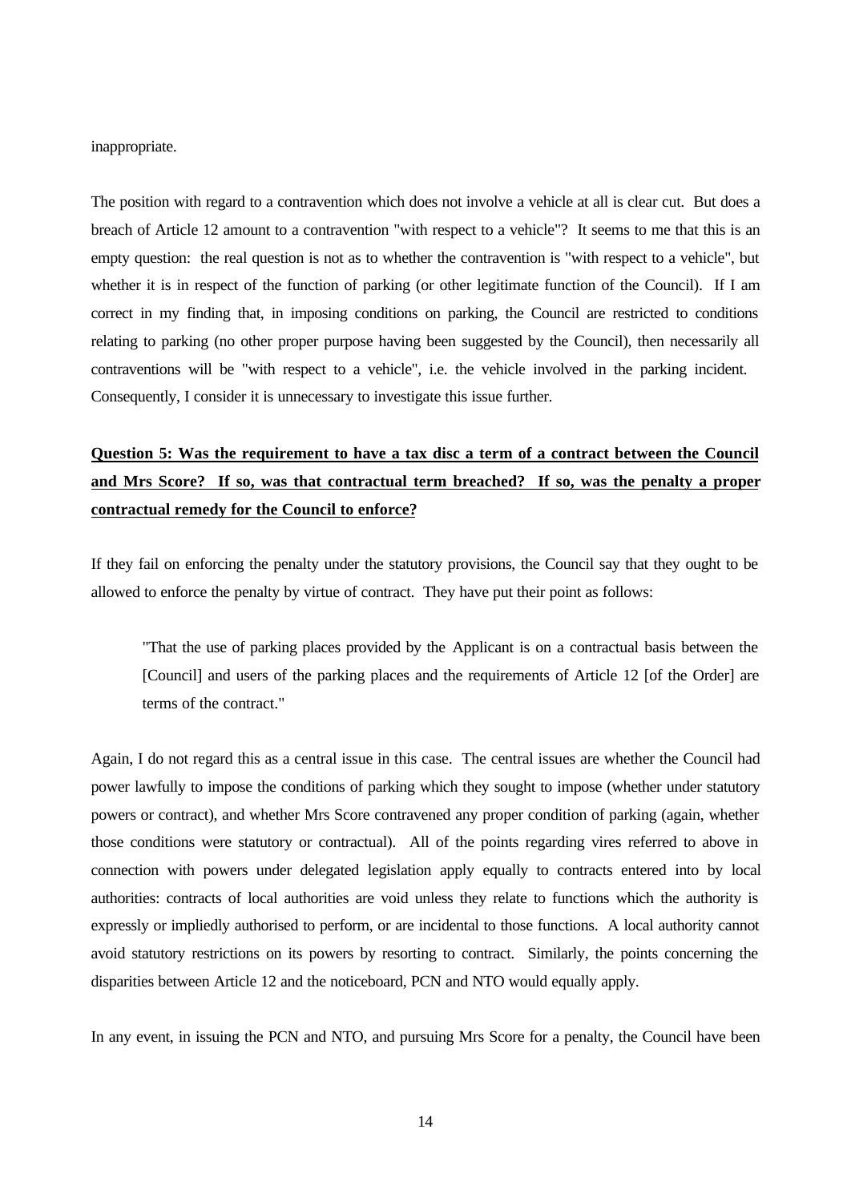inappropriate.

The position with regard to a contravention which does not involve a vehicle at all is clear cut. But does a breach of Article 12 amount to a contravention "with respect to a vehicle"? It seems to me that this is an empty question: the real question is not as to whether the contravention is "with respect to a vehicle", but whether it is in respect of the function of parking (or other legitimate function of the Council). If I am correct in my finding that, in imposing conditions on parking, the Council are restricted to conditions relating to parking (no other proper purpose having been suggested by the Council), then necessarily all contraventions will be "with respect to a vehicle", i.e. the vehicle involved in the parking incident. Consequently, I consider it is unnecessary to investigate this issue further.

**Question 5: Was the requirement to have a tax disc a term of a contract between the Council and Mrs Score? If so, was that contractual term breached? If so, was the penalty a proper contractual remedy for the Council to enforce?**

If they fail on enforcing the penalty under the statutory provisions, the Council say that they ought to be allowed to enforce the penalty by virtue of contract. They have put their point as follows:

> "That the use of parking places provided by the Applicant is on a contractual basis between the [Council] and users of the parking places and the requirements of Article 12 [of the Order] are terms of the contract."

Again, I do not regard this as a central issue in this case. The central issues are whether the Council had power lawfully to impose the conditions of parking which they sought to impose (whether under statutory powers or contract), and whether Mrs Score contravened any proper condition of parking (again, whether those conditions were statutory or contractual). All of the points regarding vires referred to above in connection with powers under delegated legislation apply equally to contracts entered into by local authorities: contracts of local authorities are void unless they relate to functions which the authority is expressly or impliedly authorised to perform, or are incidental to those functions. A local authority cannot avoid statutory restrictions on its powers by resorting to contract. Similarly, the points concerning the disparities between Article 12 and the noticeboard, PCN and NTO would equally apply.

In any event, in issuing the PCN and NTO, and pursuing Mrs Score for a penalty, the Council have been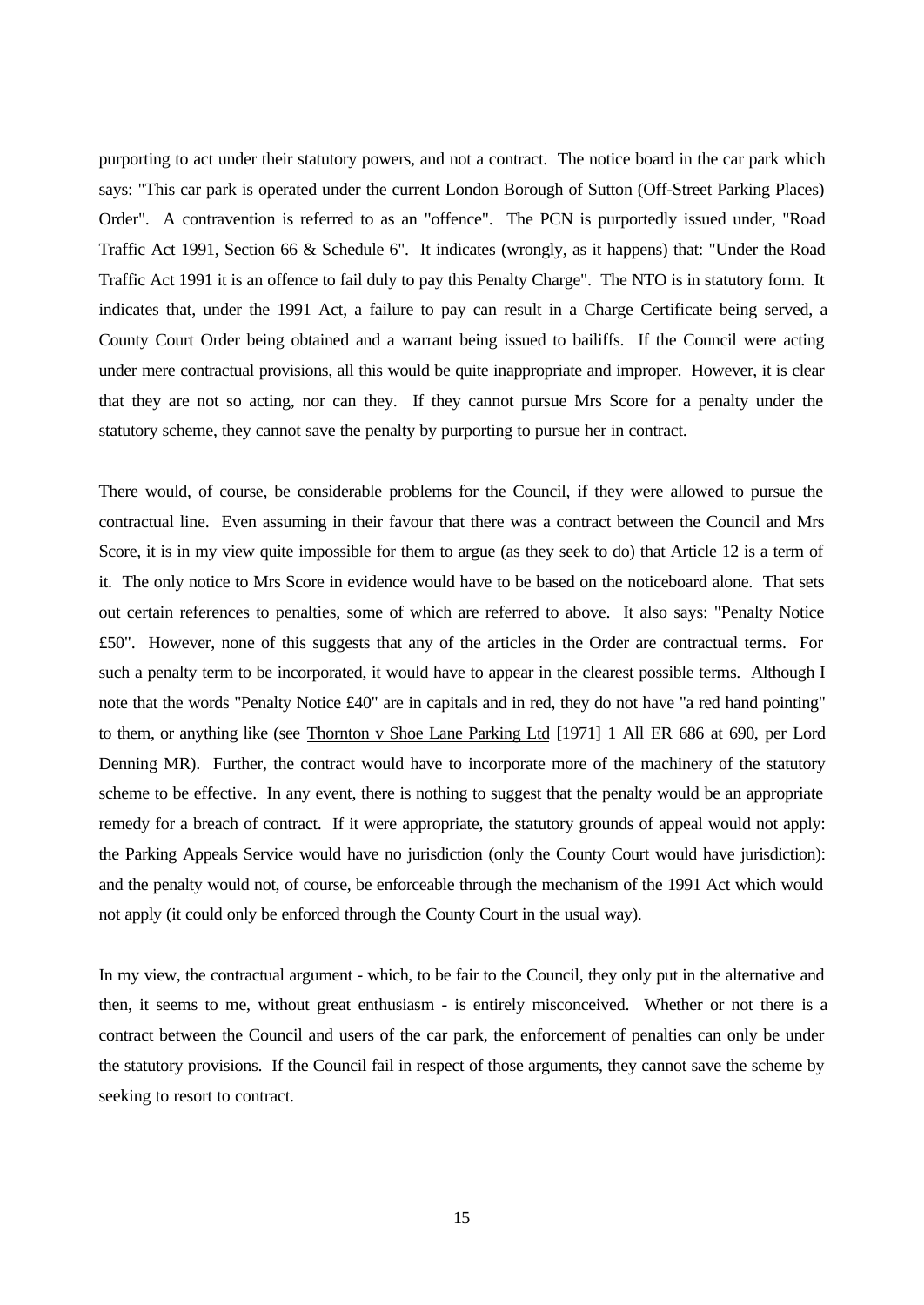purporting to act under their statutory powers, and not a contract. The notice board in the car park which says: "This car park is operated under the current London Borough of Sutton (Off-Street Parking Places) Order". A contravention is referred to as an "offence". The PCN is purportedly issued under, "Road Traffic Act 1991, Section 66 & Schedule 6". It indicates (wrongly, as it happens) that: "Under the Road Traffic Act 1991 it is an offence to fail duly to pay this Penalty Charge". The NTO is in statutory form. It indicates that, under the 1991 Act, a failure to pay can result in a Charge Certificate being served, a County Court Order being obtained and a warrant being issued to bailiffs. If the Council were acting under mere contractual provisions, all this would be quite inappropriate and improper. However, it is clear that they are not so acting, nor can they. If they cannot pursue Mrs Score for a penalty under the statutory scheme, they cannot save the penalty by purporting to pursue her in contract.

There would, of course, be considerable problems for the Council, if they were allowed to pursue the contractual line. Even assuming in their favour that there was a contract between the Council and Mrs Score, it is in my view quite impossible for them to argue (as they seek to do) that Article 12 is a term of it. The only notice to Mrs Score in evidence would have to be based on the noticeboard alone. That sets out certain references to penalties, some of which are referred to above. It also says: "Penalty Notice £50". However, none of this suggests that any of the articles in the Order are contractual terms. For such a penalty term to be incorporated, it would have to appear in the clearest possible terms. Although I note that the words "Penalty Notice £40" are in capitals and in red, they do not have "a red hand pointing" to them, or anything like (see Thornton v Shoe Lane Parking Ltd [1971] 1 All ER 686 at 690, per Lord Denning MR). Further, the contract would have to incorporate more of the machinery of the statutory scheme to be effective. In any event, there is nothing to suggest that the penalty would be an appropriate remedy for a breach of contract. If it were appropriate, the statutory grounds of appeal would not apply: the Parking Appeals Service would have no jurisdiction (only the County Court would have jurisdiction): and the penalty would not, of course, be enforceable through the mechanism of the 1991 Act which would not apply (it could only be enforced through the County Court in the usual way).

In my view, the contractual argument - which, to be fair to the Council, they only put in the alternative and then, it seems to me, without great enthusiasm - is entirely misconceived. Whether or not there is a contract between the Council and users of the car park, the enforcement of penalties can only be under the statutory provisions. If the Council fail in respect of those arguments, they cannot save the scheme by seeking to resort to contract.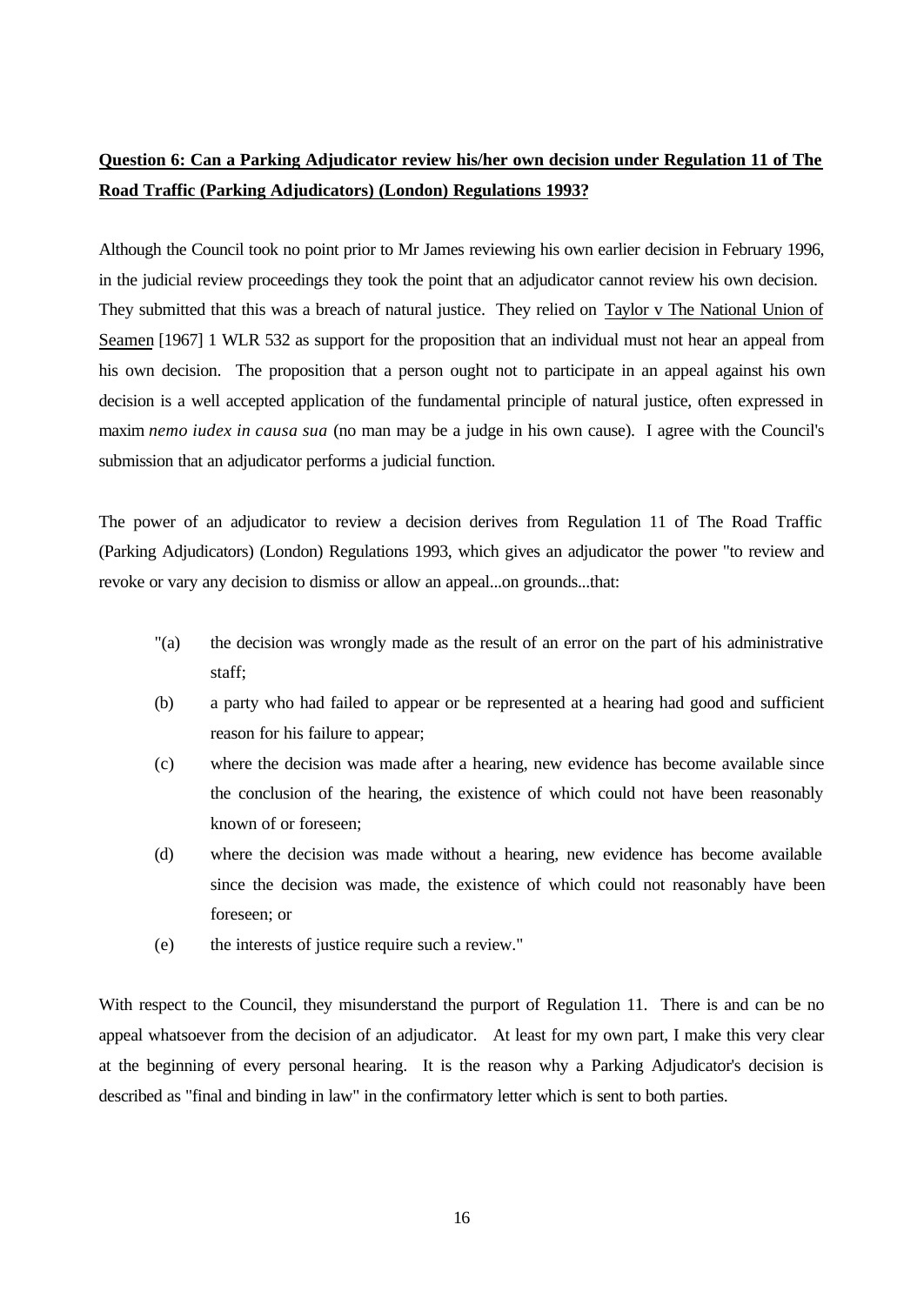**Question 6: Can a Parking Adjudicator review his/her own decision under Regulation 11 of The Road Traffic (Parking Adjudicators) (London) Regulations 1993?**

Although the Council took no point prior to Mr James reviewing his own earlier decision in February 1996, in the judicial review proceedings they took the point that an adjudicator cannot review his own decision. They submitted that this was a breach of natural justice. They relied on Taylor v The National Union of Seamen [1967] 1 WLR 532 as support for the proposition that an individual must not hear an appeal from his own decision. The proposition that a person ought not to participate in an appeal against his own decision is a well accepted application of the fundamental principle of natural justice, often expressed in maxim *nemo iudex in causa sua* (no man may be a judge in his own cause). I agree with the Council's submission that an adjudicator performs a judicial function.

The power of an adjudicator to review a decision derives from Regulation 11 of The Road Traffic (Parking Adjudicators) (London) Regulations 1993, which gives an adjudicator the power "to review and revoke or vary any decision to dismiss or allow an appeal...on grounds...that:

"(a) the decision was wrongly made as the result of an error on the part of his administrative staff;

(b) a party who had failed to appear or be represented at a hearing had good and sufficient reason for his failure to appear;

(c) where the decision was made after a hearing, new evidence has become available since the conclusion of the hearing, the existence of which could not have been reasonably known of or foreseen;

(d) where the decision was made without a hearing, new evidence has become available since the decision was made, the existence of which could not reasonably have been foreseen; or

(e) the interests of justice require such a review."

With respect to the Council, they misunderstand the purport of Regulation 11. There is and can be no appeal whatsoever from the decision of an adjudicator. At least for my own part, I make this very clear at the beginning of every personal hearing. It is the reason why a Parking Adjudicator's decision is described as "final and binding in law" in the confirmatory letter which is sent to both parties.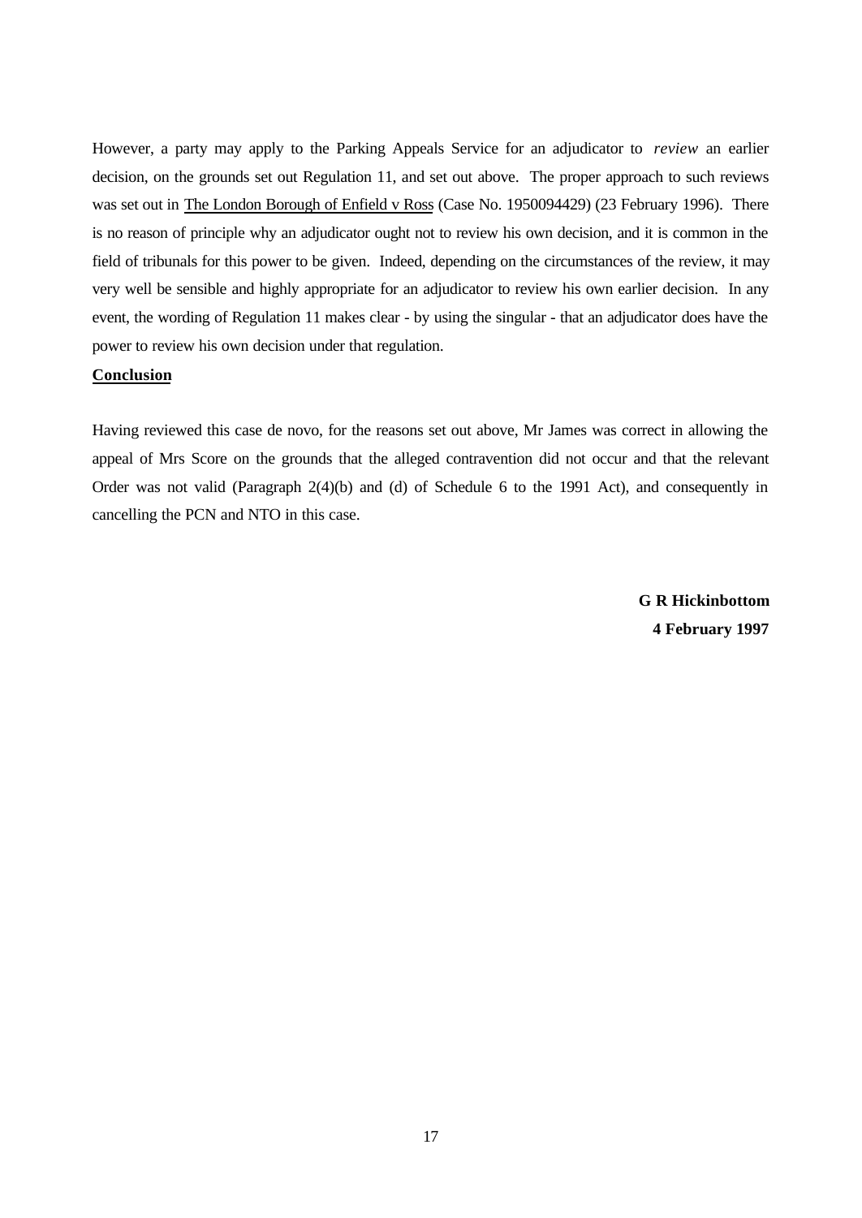However, a party may apply to the Parking Appeals Service for an adjudicator to *review* an earlier decision, on the grounds set out Regulation 11, and set out above. The proper approach to such reviews was set out in The London Borough of Enfield v Ross (Case No. 1950094429) (23 February 1996). There is no reason of principle why an adjudicator ought not to review his own decision, and it is common in the field of tribunals for this power to be given. Indeed, depending on the circumstances of the review, it may very well be sensible and highly appropriate for an adjudicator to review his own earlier decision. In any event, the wording of Regulation 11 makes clear - by using the singular - that an adjudicator does have the power to review his own decision under that regulation.

## Conclusion

Having reviewed this case de novo, for the reasons set out above, Mr James was correct in allowing the appeal of Mrs Score on the grounds that the alleged contravention did not occur and that the relevant Order was not valid (Paragraph 2(4)(b) and (d) of Schedule 6 to the 1991 Act), and consequently in cancelling the PCN and NTO in this case.

**G R Hickinbottom**
**4 February 1997**